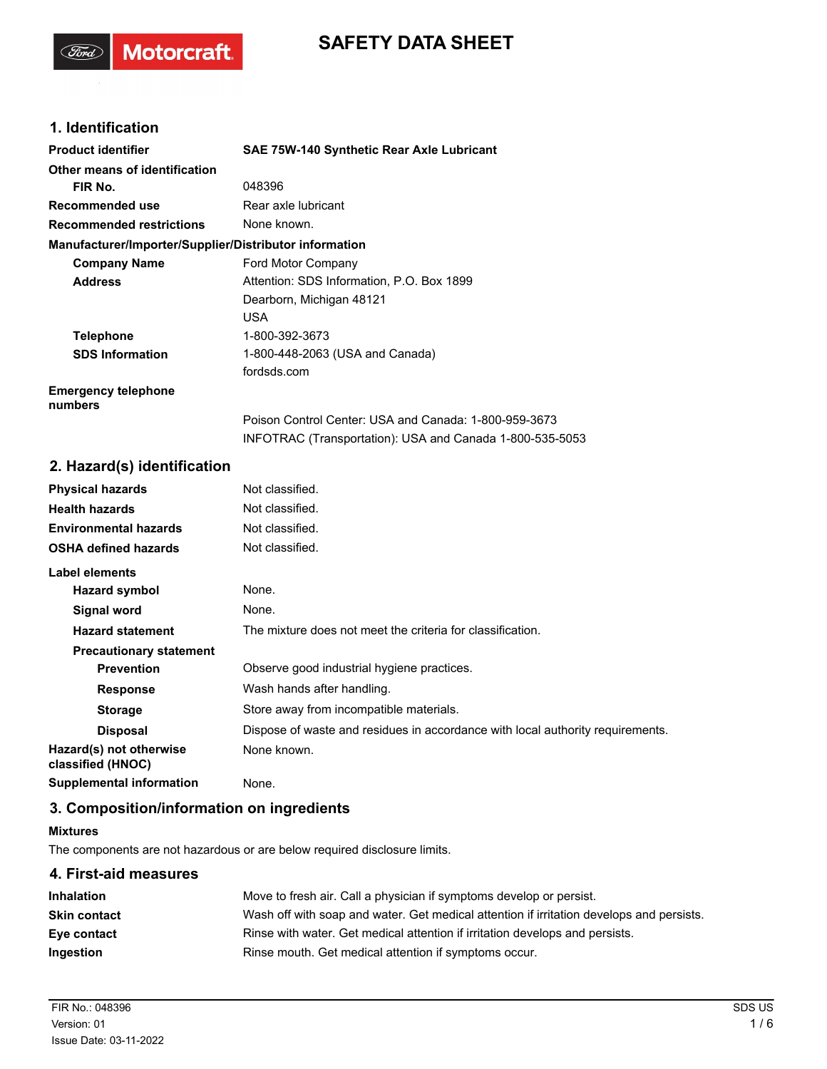# SAFETY DATA SHEET

## 1. Identification

| | |
|---|---|
| **Product identifier** | **SAE 75W-140 Synthetic Rear Axle Lubricant** |
| **Other means of identification** | |
| **FIR No.** | 048396 |
| **Recommended use** | Rear axle lubricant |
| **Recommended restrictions** | None known. |

**Manufacturer/Importer/Supplier/Distributor information**

| | |
|---|---|
| **Company Name** | Ford Motor Company |
| **Address** | Attention: SDS Information, P.O. Box 1899<br>Dearborn, Michigan 48121<br>USA |
| **Telephone** | 1-800-392-3673 |
| **SDS Information** | 1-800-448-2063 (USA and Canada)<br>fordsds.com |
| **Emergency telephone numbers** | Poison Control Center: USA and Canada: 1-800-959-3673<br>INFOTRAC (Transportation): USA and Canada 1-800-535-5053 |

## 2. Hazard(s) identification

| | |
|---|---|
| **Physical hazards** | Not classified. |
| **Health hazards** | Not classified. |
| **Environmental hazards** | Not classified. |
| **OSHA defined hazards** | Not classified. |

**Label elements**

| | |
|---|---|
| **Hazard symbol** | None. |
| **Signal word** | None. |
| **Hazard statement** | The mixture does not meet the criteria for classification. |
| **Precautionary statement** | |
| **Prevention** | Observe good industrial hygiene practices. |
| **Response** | Wash hands after handling. |
| **Storage** | Store away from incompatible materials. |
| **Disposal** | Dispose of waste and residues in accordance with local authority requirements. |
| **Hazard(s) not otherwise classified (HNOC)** | None known. |
| **Supplemental information** | None. |

## 3. Composition/information on ingredients

**Mixtures**

The components are not hazardous or are below required disclosure limits.

## 4. First-aid measures

| | |
|---|---|
| **Inhalation** | Move to fresh air. Call a physician if symptoms develop or persist. |
| **Skin contact** | Wash off with soap and water. Get medical attention if irritation develops and persists. |
| **Eye contact** | Rinse with water. Get medical attention if irritation develops and persists. |
| **Ingestion** | Rinse mouth. Get medical attention if symptoms occur. |

FIR No.: 048396
Version: 01
Issue Date: 03-11-2022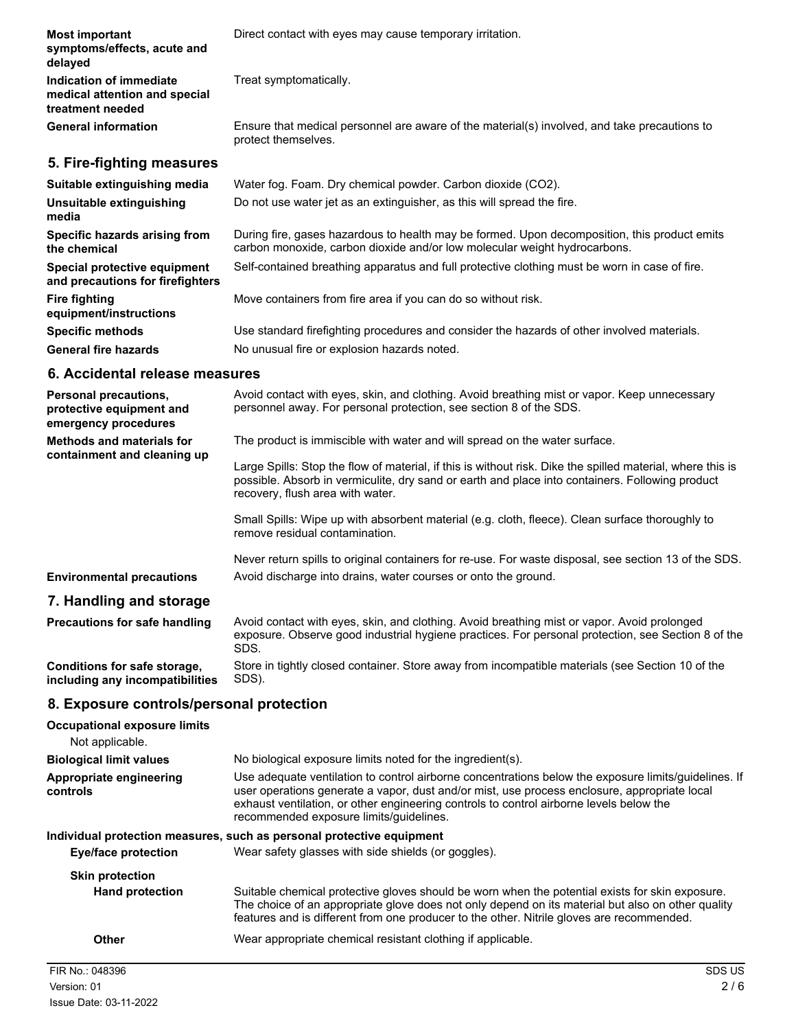**Most important symptoms/effects, acute and delayed**
Direct contact with eyes may cause temporary irritation.

**Indication of immediate medical attention and special treatment needed**
Treat symptomatically.

**General information**
Ensure that medical personnel are aware of the material(s) involved, and take precautions to protect themselves.

## 5. Fire-fighting measures

**Suitable extinguishing media**
Water fog. Foam. Dry chemical powder. Carbon dioxide ($CO_2$).

**Unsuitable extinguishing media**
Do not use water jet as an extinguisher, as this will spread the fire.

**Specific hazards arising from the chemical**
During fire, gases hazardous to health may be formed. Upon decomposition, this product emits carbon monoxide, carbon dioxide and/or low molecular weight hydrocarbons.

**Special protective equipment and precautions for firefighters**
Self-contained breathing apparatus and full protective clothing must be worn in case of fire.

**Fire fighting equipment/instructions**
Move containers from fire area if you can do so without risk.

**Specific methods**
Use standard firefighting procedures and consider the hazards of other involved materials.

**General fire hazards**
No unusual fire or explosion hazards noted.

## 6. Accidental release measures

**Personal precautions, protective equipment and emergency procedures**
Avoid contact with eyes, skin, and clothing. Avoid breathing mist or vapor. Keep unnecessary personnel away. For personal protection, see section 8 of the SDS.

**Methods and materials for containment and cleaning up**
The product is immiscible with water and will spread on the water surface.

Large Spills: Stop the flow of material, if this is without risk. Dike the spilled material, where this is possible. Absorb in vermiculite, dry sand or earth and place into containers. Following product recovery, flush area with water.

Small Spills: Wipe up with absorbent material (e.g. cloth, fleece). Clean surface thoroughly to remove residual contamination.

Never return spills to original containers for re-use. For waste disposal, see section 13 of the SDS.

**Environmental precautions**
Avoid discharge into drains, water courses or onto the ground.

## 7. Handling and storage

**Precautions for safe handling**
Avoid contact with eyes, skin, and clothing. Avoid breathing mist or vapor. Avoid prolonged exposure. Observe good industrial hygiene practices. For personal protection, see Section 8 of the SDS.

**Conditions for safe storage, including any incompatibilities**
Store in tightly closed container. Store away from incompatible materials (see Section 10 of the SDS).

## 8. Exposure controls/personal protection

**Occupational exposure limits**

Not applicable.

**Biological limit values**
No biological exposure limits noted for the ingredient(s).

**Appropriate engineering controls**
Use adequate ventilation to control airborne concentrations below the exposure limits/guidelines. If user operations generate a vapor, dust and/or mist, use process enclosure, appropriate local exhaust ventilation, or other engineering controls to control airborne levels below the recommended exposure limits/guidelines.

**Individual protection measures, such as personal protective equipment**

**Eye/face protection**
Wear safety glasses with side shields (or goggles).

**Skin protection**

**Hand protection**
Suitable chemical protective gloves should be worn when the potential exists for skin exposure. The choice of an appropriate glove does not only depend on its material but also on other quality features and is different from one producer to the other. Nitrile gloves are recommended.

**Other**
Wear appropriate chemical resistant clothing if applicable.

FIR No.: 048396
Version: 01
Issue Date: 03-11-2022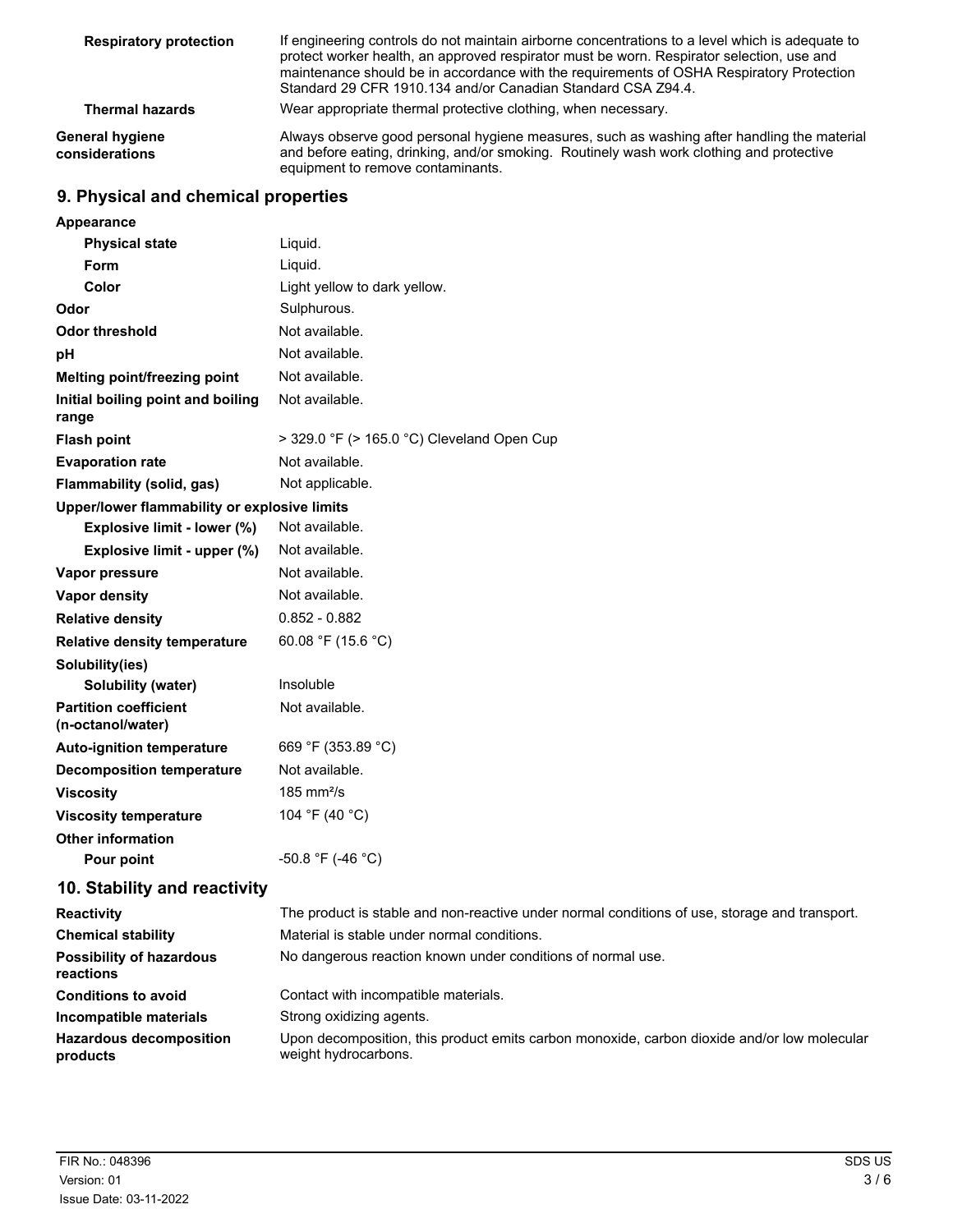| | |
|---|---|
| **Respiratory protection** | If engineering controls do not maintain airborne concentrations to a level which is adequate to protect worker health, an approved respirator must be worn. Respirator selection, use and maintenance should be in accordance with the requirements of OSHA Respiratory Protection Standard 29 CFR 1910.134 and/or Canadian Standard CSA Z94.4. |
| **Thermal hazards** | Wear appropriate thermal protective clothing, when necessary. |
| **General hygiene considerations** | Always observe good personal hygiene measures, such as washing after handling the material and before eating, drinking, and/or smoking. Routinely wash work clothing and protective equipment to remove contaminants. |

## 9. Physical and chemical properties

| | |
|---|---|
| **Appearance** | |
| **Physical state** | Liquid. |
| **Form** | Liquid. |
| **Color** | Light yellow to dark yellow. |
| **Odor** | Sulphurous. |
| **Odor threshold** | Not available. |
| **pH** | Not available. |
| **Melting point/freezing point** | Not available. |
| **Initial boiling point and boiling range** | Not available. |
| **Flash point** | > 329.0 °F (> 165.0 °C) Cleveland Open Cup |
| **Evaporation rate** | Not available. |
| **Flammability (solid, gas)** | Not applicable. |
| **Upper/lower flammability or explosive limits** | |
| **Explosive limit - lower (%)** | Not available. |
| **Explosive limit - upper (%)** | Not available. |
| **Vapor pressure** | Not available. |
| **Vapor density** | Not available. |
| **Relative density** | 0.852 - 0.882 |
| **Relative density temperature** | 60.08 °F (15.6 °C) |
| **Solubility(ies)** | |
| **Solubility (water)** | Insoluble |
| **Partition coefficient (n-octanol/water)** | Not available. |
| **Auto-ignition temperature** | 669 °F (353.89 °C) |
| **Decomposition temperature** | Not available. |
| **Viscosity** | 185 $mm^2/s$ |
| **Viscosity temperature** | 104 °F (40 °C) |
| **Other information** | |
| **Pour point** | -50.8 °F (-46 °C) |

## 10. Stability and reactivity

| | |
|---|---|
| **Reactivity** | The product is stable and non-reactive under normal conditions of use, storage and transport. |
| **Chemical stability** | Material is stable under normal conditions. |
| **Possibility of hazardous reactions** | No dangerous reaction known under conditions of normal use. |
| **Conditions to avoid** | Contact with incompatible materials. |
| **Incompatible materials** | Strong oxidizing agents. |
| **Hazardous decomposition products** | Upon decomposition, this product emits carbon monoxide, carbon dioxide and/or low molecular weight hydrocarbons. |

FIR No.: 048396
Version: 01
Issue Date: 03-11-2022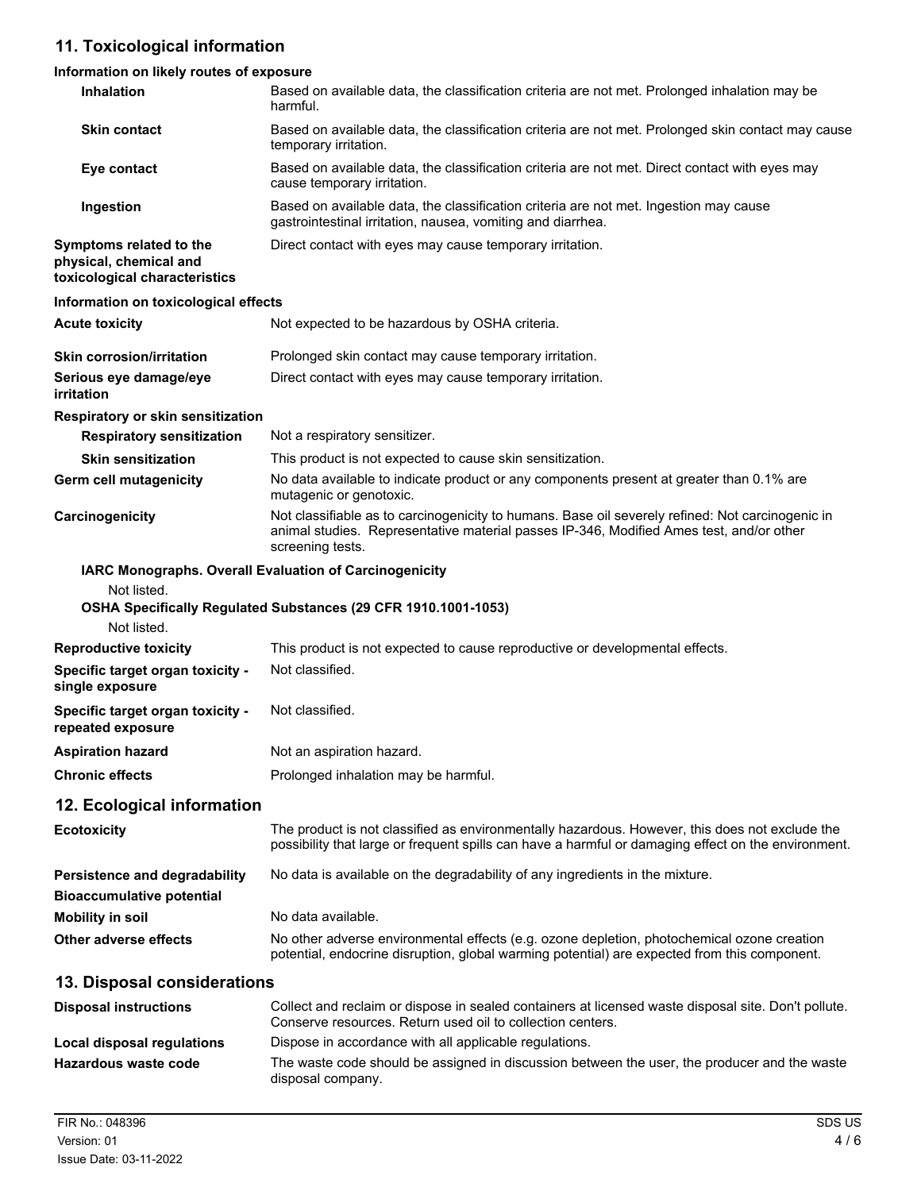## 11. Toxicological information

**Information on likely routes of exposure**

| | |
|---|---|
| **Inhalation** | Based on available data, the classification criteria are not met. Prolonged inhalation may be harmful. |
| **Skin contact** | Based on available data, the classification criteria are not met. Prolonged skin contact may cause temporary irritation. |
| **Eye contact** | Based on available data, the classification criteria are not met. Direct contact with eyes may cause temporary irritation. |
| **Ingestion** | Based on available data, the classification criteria are not met. Ingestion may cause gastrointestinal irritation, nausea, vomiting and diarrhea. |
| **Symptoms related to the physical, chemical and toxicological characteristics** | Direct contact with eyes may cause temporary irritation. |

**Information on toxicological effects**

| | |
|---|---|
| **Acute toxicity** | Not expected to be hazardous by OSHA criteria. |
| **Skin corrosion/irritation** | Prolonged skin contact may cause temporary irritation. |
| **Serious eye damage/eye irritation** | Direct contact with eyes may cause temporary irritation. |

**Respiratory or skin sensitization**

| | |
|---|---|
| **Respiratory sensitization** | Not a respiratory sensitizer. |
| **Skin sensitization** | This product is not expected to cause skin sensitization. |
| **Germ cell mutagenicity** | No data available to indicate product or any components present at greater than 0.1% are mutagenic or genotoxic. |
| **Carcinogenicity** | Not classifiable as to carcinogenicity to humans. Base oil severely refined: Not carcinogenic in animal studies. Representative material passes IP-346, Modified Ames test, and/or other screening tests. |

**IARC Monographs. Overall Evaluation of Carcinogenicity**

Not listed.

**OSHA Specifically Regulated Substances (29 CFR 1910.1001-1053)**

Not listed.

| | |
|---|---|
| **Reproductive toxicity** | This product is not expected to cause reproductive or developmental effects. |
| **Specific target organ toxicity - single exposure** | Not classified. |
| **Specific target organ toxicity - repeated exposure** | Not classified. |
| **Aspiration hazard** | Not an aspiration hazard. |
| **Chronic effects** | Prolonged inhalation may be harmful. |

## 12. Ecological information

| | |
|---|---|
| **Ecotoxicity** | The product is not classified as environmentally hazardous. However, this does not exclude the possibility that large or frequent spills can have a harmful or damaging effect on the environment. |
| **Persistence and degradability** | No data is available on the degradability of any ingredients in the mixture. |
| **Bioaccumulative potential** | |
| **Mobility in soil** | No data available. |
| **Other adverse effects** | No other adverse environmental effects (e.g. ozone depletion, photochemical ozone creation potential, endocrine disruption, global warming potential) are expected from this component. |

## 13. Disposal considerations

| | |
|---|---|
| **Disposal instructions** | Collect and reclaim or dispose in sealed containers at licensed waste disposal site. Don't pollute. Conserve resources. Return used oil to collection centers. |
| **Local disposal regulations** | Dispose in accordance with all applicable regulations. |
| **Hazardous waste code** | The waste code should be assigned in discussion between the user, the producer and the waste disposal company. |

FIR No.: 048396
Version: 01
Issue Date: 03-11-2022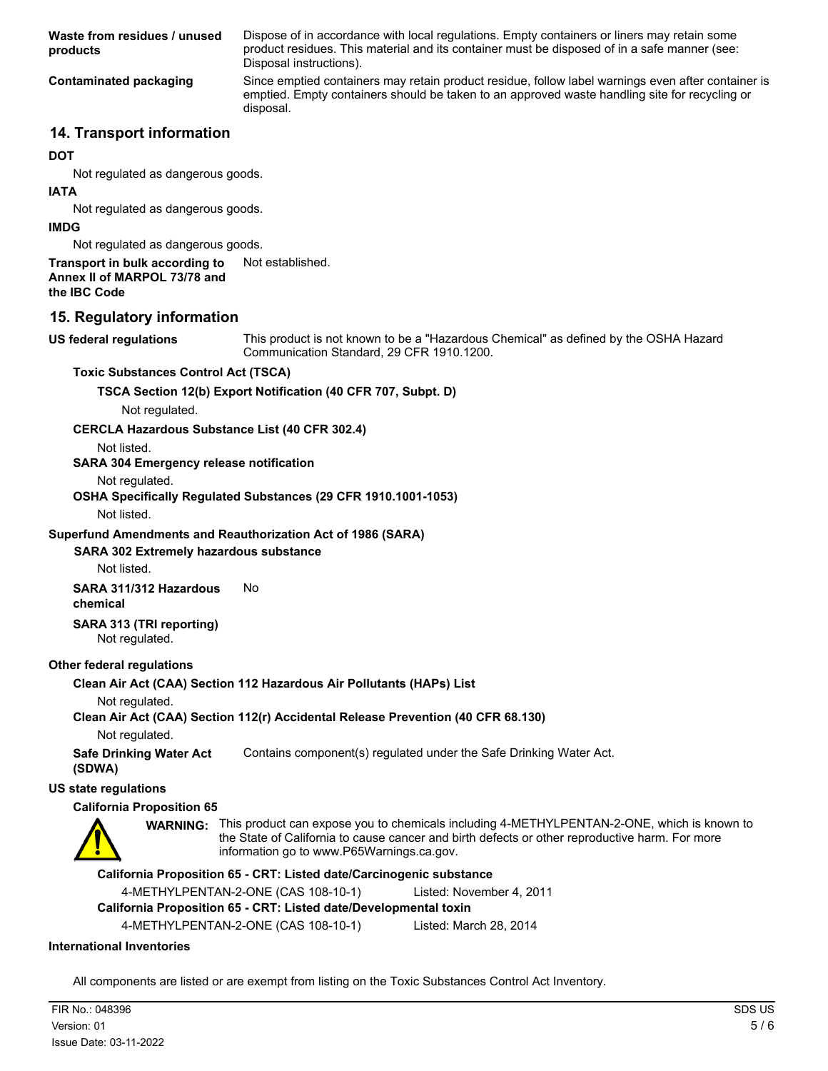**Waste from residues / unused products**
Dispose of in accordance with local regulations. Empty containers or liners may retain some product residues. This material and its container must be disposed of in a safe manner (see: Disposal instructions).

**Contaminated packaging**
Since emptied containers may retain product residue, follow label warnings even after container is emptied. Empty containers should be taken to an approved waste handling site for recycling or disposal.

## 14. Transport information

**DOT**

Not regulated as dangerous goods.

**IATA**

Not regulated as dangerous goods.

**IMDG**

Not regulated as dangerous goods.

**Transport in bulk according to Annex II of MARPOL 73/78 and the IBC Code**
Not established.

## 15. Regulatory information

**US federal regulations**
This product is not known to be a "Hazardous Chemical" as defined by the OSHA Hazard Communication Standard, 29 CFR 1910.1200.

**Toxic Substances Control Act (TSCA)**

**TSCA Section 12(b) Export Notification (40 CFR 707, Subpt. D)**

Not regulated.

**CERCLA Hazardous Substance List (40 CFR 302.4)**

Not listed.

**SARA 304 Emergency release notification**

Not regulated.

**OSHA Specifically Regulated Substances (29 CFR 1910.1001-1053)**

Not listed.

**Superfund Amendments and Reauthorization Act of 1986 (SARA)**

**SARA 302 Extremely hazardous substance**

Not listed.

**SARA 311/312 Hazardous chemical**
No

**SARA 313 (TRI reporting)**

Not regulated.

**Other federal regulations**

**Clean Air Act (CAA) Section 112 Hazardous Air Pollutants (HAPs) List**

Not regulated.

**Clean Air Act (CAA) Section 112(r) Accidental Release Prevention (40 CFR 68.130)**

Not regulated.

**Safe Drinking Water Act (SDWA)**
Contains component(s) regulated under the Safe Drinking Water Act.

**US state regulations**

**California Proposition 65**

**WARNING:** This product can expose you to chemicals including 4-METHYLPENTAN-2-ONE, which is known to the State of California to cause cancer and birth defects or other reproductive harm. For more information go to www.P65Warnings.ca.gov.

**California Proposition 65 - CRT: Listed date/Carcinogenic substance**

4-METHYLPENTAN-2-ONE (CAS 108-10-1) Listed: November 4, 2011

**California Proposition 65 - CRT: Listed date/Developmental toxin**

4-METHYLPENTAN-2-ONE (CAS 108-10-1) Listed: March 28, 2014

**International Inventories**

All components are listed or are exempt from listing on the Toxic Substances Control Act Inventory.

FIR No.: 048396
Version: 01
Issue Date: 03-11-2022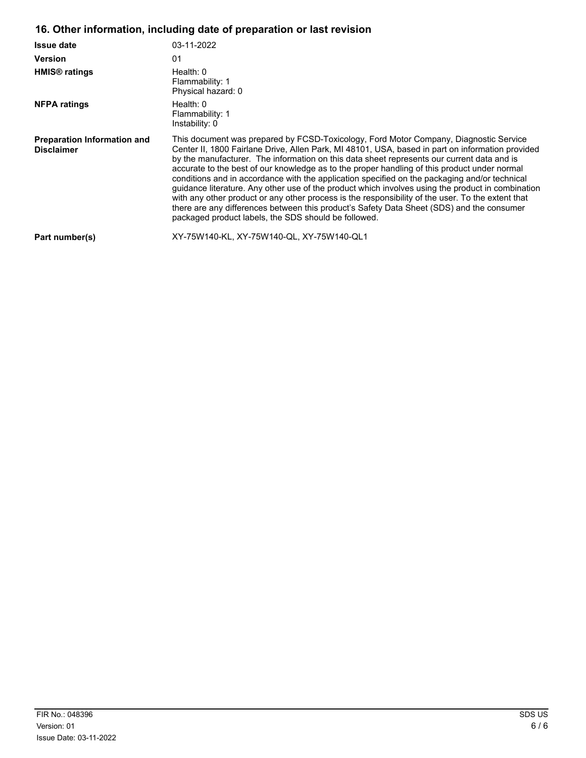## 16. Other information, including date of preparation or last revision

| | |
|---|---|
| **Issue date** | 03-11-2022 |
| **Version** | 01 |
| **HMIS® ratings** | Health: 0<br>Flammability: 1<br>Physical hazard: 0 |
| **NFPA ratings** | Health: 0<br>Flammability: 1<br>Instability: 0 |
| **Preparation Information and Disclaimer** | This document was prepared by FCSD-Toxicology, Ford Motor Company, Diagnostic Service Center II, 1800 Fairlane Drive, Allen Park, MI 48101, USA, based in part on information provided by the manufacturer. The information on this data sheet represents our current data and is accurate to the best of our knowledge as to the proper handling of this product under normal conditions and in accordance with the application specified on the packaging and/or technical guidance literature. Any other use of the product which involves using the product in combination with any other product or any other process is the responsibility of the user. To the extent that there are any differences between this product's Safety Data Sheet (SDS) and the consumer packaged product labels, the SDS should be followed. |
| **Part number(s)** | XY-75W140-KL, XY-75W140-QL, XY-75W140-QL1 |

FIR No.: 048396
Version: 01
Issue Date: 03-11-2022
SDS US